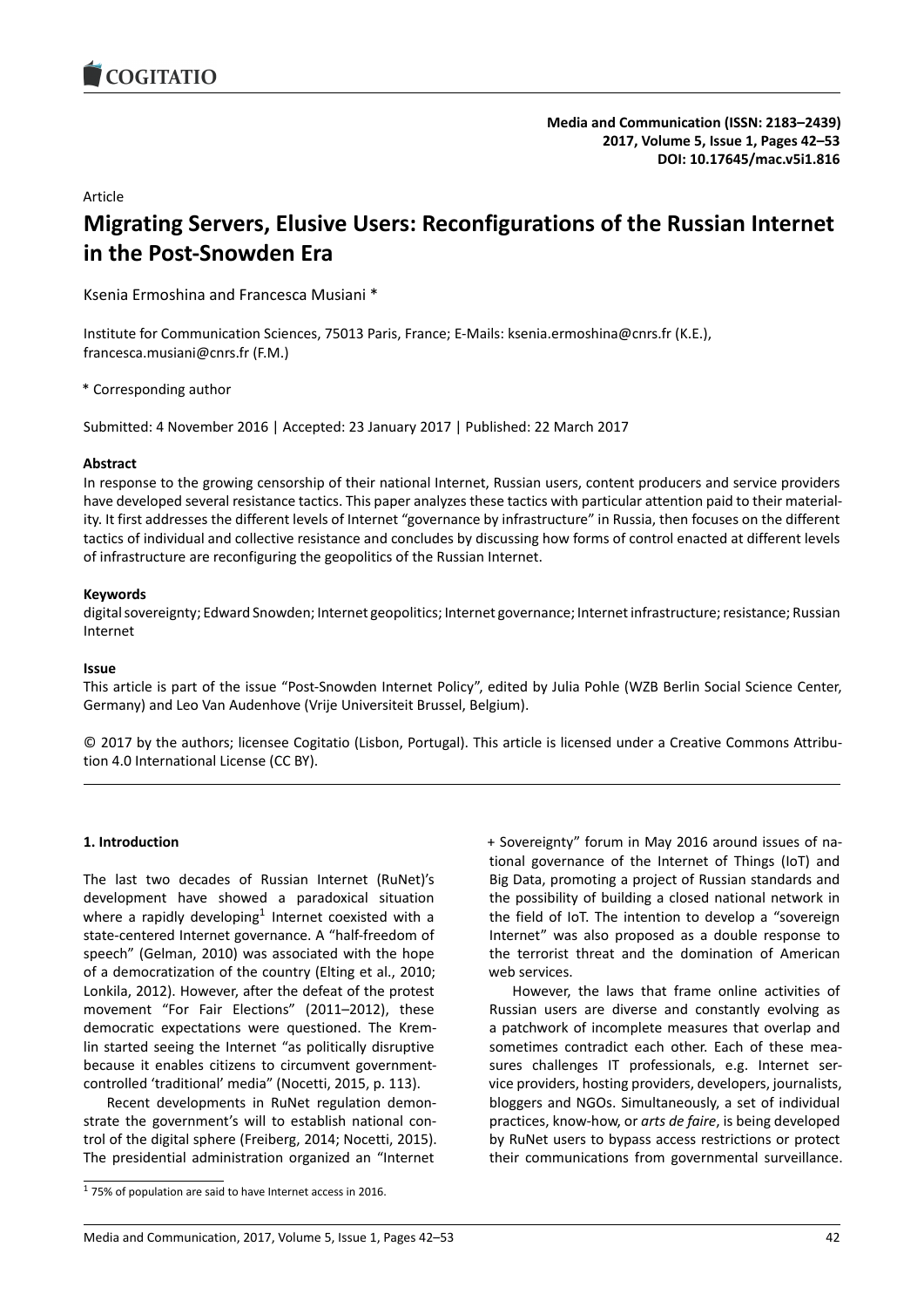Article

# Migrating Servers, Elusive Users: Reconfigurations of the Russian Internet in the Post-Snowden Era

Ksenia Ermoshina and Francesca Musiani *

Institute for Communication Sciences, 75013 Paris, France; E-Mails: ksenia.ermoshina@cnrs.fr (K.E.), francesca.musiani@cnrs.fr (F.M.)

* Corresponding author

Submitted: 4 November 2016 | Accepted: 23 January 2017 | Published: 22 March 2017

**Abstract**

In response to the growing censorship of their national Internet, Russian users, content producers and service providers have developed several resistance tactics. This paper analyzes these tactics with particular attention paid to their materiality. It first addresses the different levels of Internet "governance by infrastructure" in Russia, then focuses on the different tactics of individual and collective resistance and concludes by discussing how forms of control enacted at different levels of infrastructure are reconfiguring the geopolitics of the Russian Internet.

**Keywords**

digital sovereignty; Edward Snowden; Internet geopolitics; Internet governance; Internet infrastructure; resistance; Russian Internet

**Issue**

This article is part of the issue "Post-Snowden Internet Policy", edited by Julia Pohle (WZB Berlin Social Science Center, Germany) and Leo Van Audenhove (Vrije Universiteit Brussel, Belgium).

© 2017 by the authors; licensee Cogitatio (Lisbon, Portugal). This article is licensed under a Creative Commons Attribution 4.0 International License (CC BY).

## 1. Introduction

The last two decades of Russian Internet (RuNet)'s development have showed a paradoxical situation where a rapidly developing[1] Internet coexisted with a state-centered Internet governance. A "half-freedom of speech" (Gelman, 2010) was associated with the hope of a democratization of the country (Elting et al., 2010; Lonkila, 2012). However, after the defeat of the protest movement "For Fair Elections" (2011–2012), these democratic expectations were questioned. The Kremlin started seeing the Internet "as politically disruptive because it enables citizens to circumvent government-controlled 'traditional' media" (Nocetti, 2015, p. 113).

Recent developments in RuNet regulation demonstrate the government's will to establish national control of the digital sphere (Freiberg, 2014; Nocetti, 2015). The presidential administration organized an "Internet + Sovereignty" forum in May 2016 around issues of national governance of the Internet of Things (IoT) and Big Data, promoting a project of Russian standards and the possibility of building a closed national network in the field of IoT. The intention to develop a "sovereign Internet" was also proposed as a double response to the terrorist threat and the domination of American web services.

However, the laws that frame online activities of Russian users are diverse and constantly evolving as a patchwork of incomplete measures that overlap and sometimes contradict each other. Each of these measures challenges IT professionals, e.g. Internet service providers, hosting providers, developers, journalists, bloggers and NGOs. Simultaneously, a set of individual practices, know-how, or *arts de faire*, is being developed by RuNet users to bypass access restrictions or protect their communications from governmental surveillance.

[1] 75% of population are said to have Internet access in 2016.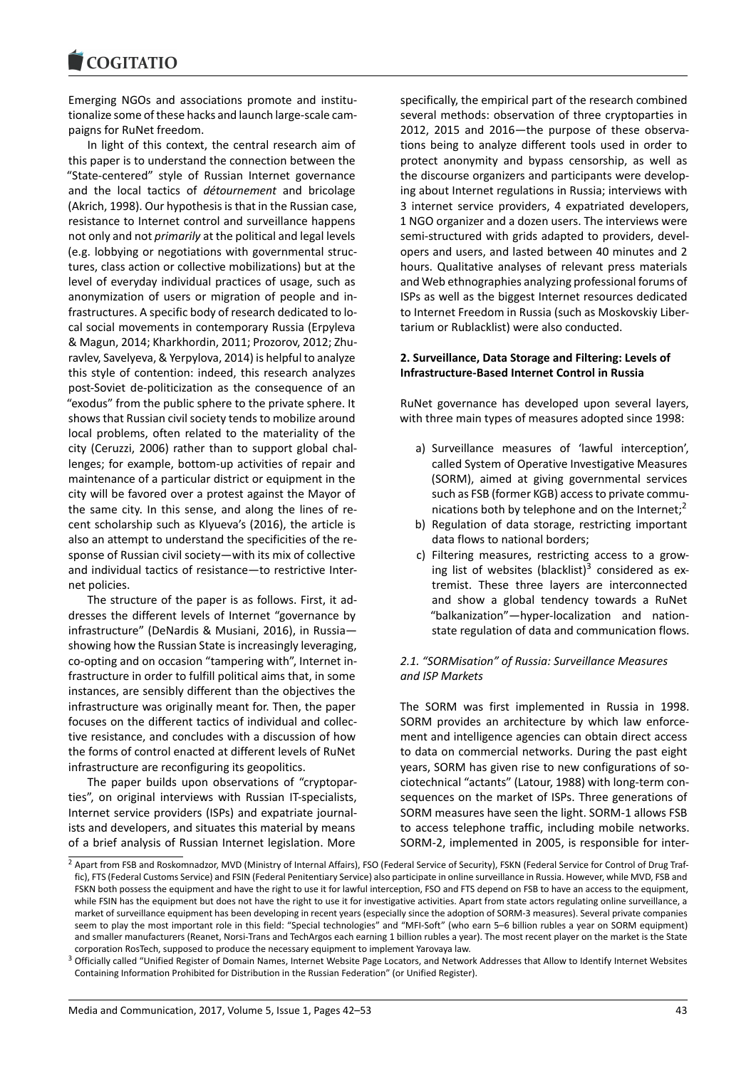Emerging NGOs and associations promote and institutionalize some of these hacks and launch large-scale campaigns for RuNet freedom.

In light of this context, the central research aim of this paper is to understand the connection between the "State-centered" style of Russian Internet governance and the local tactics of *détournement* and bricolage (Akrich, 1998). Our hypothesis is that in the Russian case, resistance to Internet control and surveillance happens not only and not *primarily* at the political and legal levels (e.g. lobbying or negotiations with governmental structures, class action or collective mobilizations) but at the level of everyday individual practices of usage, such as anonymization of users or migration of people and infrastructures. A specific body of research dedicated to local social movements in contemporary Russia (Erpyleva & Magun, 2014; Kharkhordin, 2011; Prozorov, 2012; Zhuravlev, Savelyeva, & Yerpylova, 2014) is helpful to analyze this style of contention: indeed, this research analyzes post-Soviet de-politicization as the consequence of an "exodus" from the public sphere to the private sphere. It shows that Russian civil society tends to mobilize around local problems, often related to the materiality of the city (Ceruzzi, 2006) rather than to support global challenges; for example, bottom-up activities of repair and maintenance of a particular district or equipment in the city will be favored over a protest against the Mayor of the same city. In this sense, and along the lines of recent scholarship such as Klyueva's (2016), the article is also an attempt to understand the specificities of the response of Russian civil society—with its mix of collective and individual tactics of resistance—to restrictive Internet policies.

The structure of the paper is as follows. First, it addresses the different levels of Internet "governance by infrastructure" (DeNardis & Musiani, 2016), in Russia—showing how the Russian State is increasingly leveraging, co-opting and on occasion "tampering with", Internet infrastructure in order to fulfill political aims that, in some instances, are sensibly different than the objectives the infrastructure was originally meant for. Then, the paper focuses on the different tactics of individual and collective resistance, and concludes with a discussion of how the forms of control enacted at different levels of RuNet infrastructure are reconfiguring its geopolitics.

The paper builds upon observations of "cryptoparties", on original interviews with Russian IT-specialists, Internet service providers (ISPs) and expatriate journalists and developers, and situates this material by means of a brief analysis of Russian Internet legislation. More specifically, the empirical part of the research combined several methods: observation of three cryptoparties in 2012, 2015 and 2016—the purpose of these observations being to analyze different tools used in order to protect anonymity and bypass censorship, as well as the discourse organizers and participants were developing about Internet regulations in Russia; interviews with 3 internet service providers, 4 expatriated developers, 1 NGO organizer and a dozen users. The interviews were semi-structured with grids adapted to providers, developers and users, and lasted between 40 minutes and 2 hours. Qualitative analyses of relevant press materials and Web ethnographies analyzing professional forums of ISPs as well as the biggest Internet resources dedicated to Internet Freedom in Russia (such as Moskovskiy Libertarium or Rublacklist) were also conducted.

## 2. Surveillance, Data Storage and Filtering: Levels of Infrastructure-Based Internet Control in Russia

RuNet governance has developed upon several layers, with three main types of measures adopted since 1998:

a) Surveillance measures of 'lawful interception', called System of Operative Investigative Measures (SORM), aimed at giving governmental services such as FSB (former KGB) access to private communications both by telephone and on the Internet;[2]
b) Regulation of data storage, restricting important data flows to national borders;
c) Filtering measures, restricting access to a growing list of websites (blacklist)[3] considered as extremist. These three layers are interconnected and show a global tendency towards a RuNet "balkanization"—hyper-localization and nation-state regulation of data and communication flows.

### 2.1. "SORMisation" of Russia: Surveillance Measures and ISP Markets

The SORM was first implemented in Russia in 1998. SORM provides an architecture by which law enforcement and intelligence agencies can obtain direct access to data on commercial networks. During the past eight years, SORM has given rise to new configurations of sociotechnical "actants" (Latour, 1988) with long-term consequences on the market of ISPs. Three generations of SORM measures have seen the light. SORM-1 allows FSB to access telephone traffic, including mobile networks. SORM-2, implemented in 2005, is responsible for inter-

[2] Apart from FSB and Roskomnadzor, MVD (Ministry of Internal Affairs), FSO (Federal Service of Security), FSKN (Federal Service for Control of Drug Traffic), FTS (Federal Customs Service) and FSIN (Federal Penitentiary Service) also participate in online surveillance in Russia. However, while MVD, FSB and FSKN both possess the equipment and have the right to use it for lawful interception, FSO and FTS depend on FSB to have an access to the equipment, while FSIN has the equipment but does not have the right to use it for investigative activities. Apart from state actors regulating online surveillance, a market of surveillance equipment has been developing in recent years (especially since the adoption of SORM-3 measures). Several private companies seem to play the most important role in this field: "Special technologies" and "MFI-Soft" (who earn 5–6 billion rubles a year on SORM equipment) and smaller manufacturers (Reanet, Norsi-Trans and TechArgos each earning 1 billion rubles a year). The most recent player on the market is the State corporation RosTech, supposed to produce the necessary equipment to implement Yarovaya law.

[3] Officially called "Unified Register of Domain Names, Internet Website Page Locators, and Network Addresses that Allow to Identify Internet Websites Containing Information Prohibited for Distribution in the Russian Federation" (or Unified Register).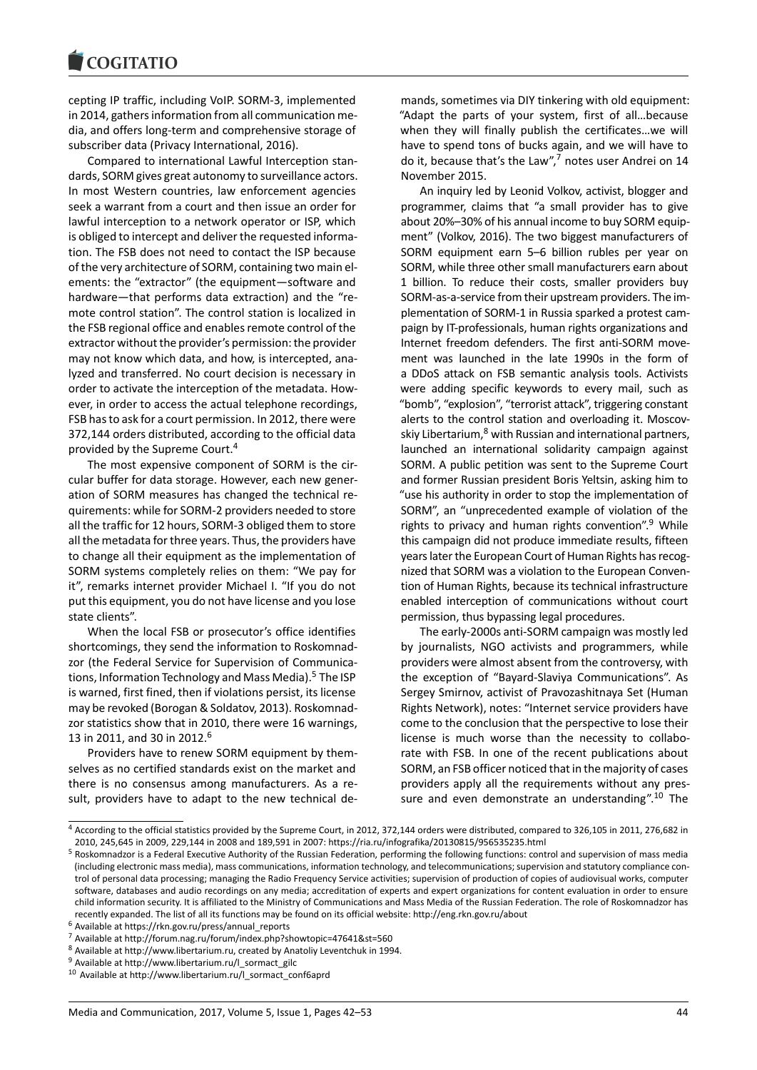cepting IP traffic, including VoIP. SORM-3, implemented in 2014, gathers information from all communication media, and offers long-term and comprehensive storage of subscriber data (Privacy International, 2016).

Compared to international Lawful Interception standards, SORM gives great autonomy to surveillance actors. In most Western countries, law enforcement agencies seek a warrant from a court and then issue an order for lawful interception to a network operator or ISP, which is obliged to intercept and deliver the requested information. The FSB does not need to contact the ISP because of the very architecture of SORM, containing two main elements: the "extractor" (the equipment—software and hardware—that performs data extraction) and the "remote control station". The control station is localized in the FSB regional office and enables remote control of the extractor without the provider's permission: the provider may not know which data, and how, is intercepted, analyzed and transferred. No court decision is necessary in order to activate the interception of the metadata. However, in order to access the actual telephone recordings, FSB has to ask for a court permission. In 2012, there were 372,144 orders distributed, according to the official data provided by the Supreme Court.[4]

The most expensive component of SORM is the circular buffer for data storage. However, each new generation of SORM measures has changed the technical requirements: while for SORM-2 providers needed to store all the traffic for 12 hours, SORM-3 obliged them to store all the metadata for three years. Thus, the providers have to change all their equipment as the implementation of SORM systems completely relies on them: "We pay for it", remarks internet provider Michael I. "If you do not put this equipment, you do not have license and you lose state clients".

When the local FSB or prosecutor's office identifies shortcomings, they send the information to Roskomnadzor (the Federal Service for Supervision of Communications, Information Technology and Mass Media).[5] The ISP is warned, first fined, then if violations persist, its license may be revoked (Borogan & Soldatov, 2013). Roskomnadzor statistics show that in 2010, there were 16 warnings, 13 in 2011, and 30 in 2012.[6]

Providers have to renew SORM equipment by themselves as no certified standards exist on the market and there is no consensus among manufacturers. As a result, providers have to adapt to the new technical demands, sometimes via DIY tinkering with old equipment: "Adapt the parts of your system, first of all…because when they will finally publish the certificates…we will have to spend tons of bucks again, and we will have to do it, because that's the Law",[7] notes user Andrei on 14 November 2015.

An inquiry led by Leonid Volkov, activist, blogger and programmer, claims that "a small provider has to give about 20%–30% of his annual income to buy SORM equipment" (Volkov, 2016). The two biggest manufacturers of SORM equipment earn 5–6 billion rubles per year on SORM, while three other small manufacturers earn about 1 billion. To reduce their costs, smaller providers buy SORM-as-a-service from their upstream providers. The implementation of SORM-1 in Russia sparked a protest campaign by IT-professionals, human rights organizations and Internet freedom defenders. The first anti-SORM movement was launched in the late 1990s in the form of a DDoS attack on FSB semantic analysis tools. Activists were adding specific keywords to every mail, such as "bomb", "explosion", "terrorist attack", triggering constant alerts to the control station and overloading it. Moscovskiy Libertarium,[8] with Russian and international partners, launched an international solidarity campaign against SORM. A public petition was sent to the Supreme Court and former Russian president Boris Yeltsin, asking him to "use his authority in order to stop the implementation of SORM", an "unprecedented example of violation of the rights to privacy and human rights convention".[9] While this campaign did not produce immediate results, fifteen years later the European Court of Human Rights has recognized that SORM was a violation to the European Convention of Human Rights, because its technical infrastructure enabled interception of communications without court permission, thus bypassing legal procedures.

The early-2000s anti-SORM campaign was mostly led by journalists, NGO activists and programmers, while providers were almost absent from the controversy, with the exception of "Bayard-Slaviya Communications". As Sergey Smirnov, activist of Pravozashitnaya Set (Human Rights Network), notes: "Internet service providers have come to the conclusion that the perspective to lose their license is much worse than the necessity to collaborate with FSB. In one of the recent publications about SORM, an FSB officer noticed that in the majority of cases providers apply all the requirements without any pressure and even demonstrate an understanding".[10] The

---

[4] According to the official statistics provided by the Supreme Court, in 2012, 372,144 orders were distributed, compared to 326,105 in 2011, 276,682 in 2010, 245,645 in 2009, 229,144 in 2008 and 189,591 in 2007: https://ria.ru/infografika/20130815/956535235.html

[5] Roskomnadzor is a Federal Executive Authority of the Russian Federation, performing the following functions: control and supervision of mass media (including electronic mass media), mass communications, information technology, and telecommunications; supervision and statutory compliance control of personal data processing; managing the Radio Frequency Service activities; supervision of production of copies of audiovisual works, computer software, databases and audio recordings on any media; accreditation of experts and expert organizations for content evaluation in order to ensure child information security. It is affiliated to the Ministry of Communications and Mass Media of the Russian Federation. The role of Roskomnadzor has recently expanded. The list of all its functions may be found on its official website: http://eng.rkn.gov.ru/about

[6] Available at https://rkn.gov.ru/press/annual_reports

[7] Available at http://forum.nag.ru/forum/index.php?showtopic=47641&st=560

[8] Available at http://www.libertarium.ru, created by Anatoliy Leventchuk in 1994.

[9] Available at http://www.libertarium.ru/l_sormact_gilc

[10] Available at http://www.libertarium.ru/l_sormact_conf6aprd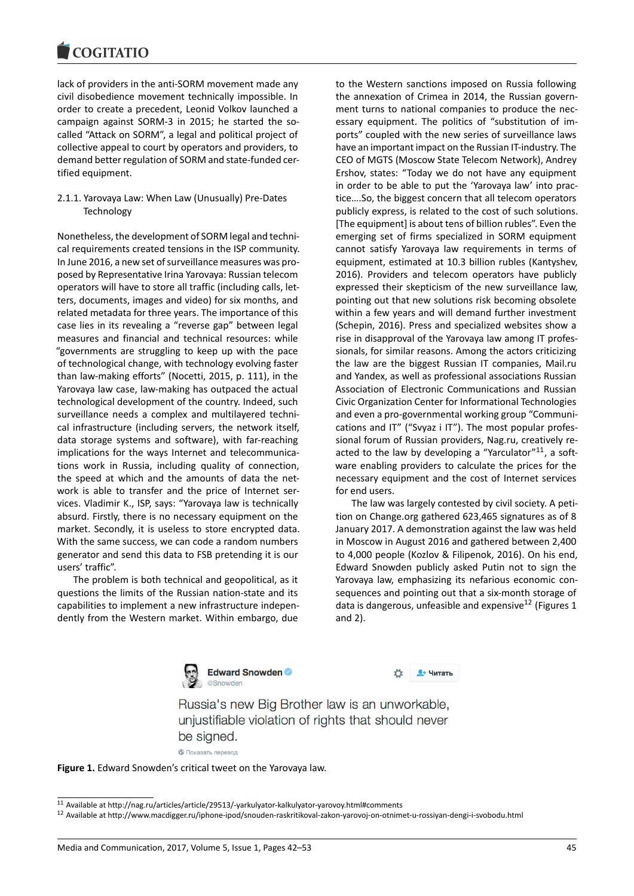lack of providers in the anti-SORM movement made any civil disobedience movement technically impossible. In order to create a precedent, Leonid Volkov launched a campaign against SORM-3 in 2015; he started the so-called "Attack on SORM", a legal and political project of collective appeal to court by operators and providers, to demand better regulation of SORM and state-funded certified equipment.

#### 2.1.1. Yarovaya Law: When Law (Unusually) Pre-Dates Technology

Nonetheless, the development of SORM legal and technical requirements created tensions in the ISP community. In June 2016, a new set of surveillance measures was proposed by Representative Irina Yarovaya: Russian telecom operators will have to store all traffic (including calls, letters, documents, images and video) for six months, and related metadata for three years. The importance of this case lies in its revealing a "reverse gap" between legal measures and financial and technical resources: while "governments are struggling to keep up with the pace of technological change, with technology evolving faster than law-making efforts" (Nocetti, 2015, p. 111), in the Yarovaya law case, law-making has outpaced the actual technological development of the country. Indeed, such surveillance needs a complex and multilayered technical infrastructure (including servers, the network itself, data storage systems and software), with far-reaching implications for the ways Internet and telecommunications work in Russia, including quality of connection, the speed at which and the amounts of data the network is able to transfer and the price of Internet services. Vladimir K., ISP, says: "Yarovaya law is technically absurd. Firstly, there is no necessary equipment on the market. Secondly, it is useless to store encrypted data. With the same success, we can code a random numbers generator and send this data to FSB pretending it is our users' traffic".

The problem is both technical and geopolitical, as it questions the limits of the Russian nation-state and its capabilities to implement a new infrastructure independently from the Western market. Within embargo, due to the Western sanctions imposed on Russia following the annexation of Crimea in 2014, the Russian government turns to national companies to produce the necessary equipment. The politics of "substitution of imports" coupled with the new series of surveillance laws have an important impact on the Russian IT-industry. The CEO of MGTS (Moscow State Telecom Network), Andrey Ershov, states: "Today we do not have any equipment in order to be able to put the 'Yarovaya law' into practice….So, the biggest concern that all telecom operators publicly express, is related to the cost of such solutions. [The equipment] is about tens of billion rubles". Even the emerging set of firms specialized in SORM equipment cannot satisfy Yarovaya law requirements in terms of equipment, estimated at 10.3 billion rubles (Kantyshev, 2016). Providers and telecom operators have publicly expressed their skepticism of the new surveillance law, pointing out that new solutions risk becoming obsolete within a few years and will demand further investment (Schepin, 2016). Press and specialized websites show a rise in disapproval of the Yarovaya law among IT professionals, for similar reasons. Among the actors criticizing the law are the biggest Russian IT companies, Mail.ru and Yandex, as well as professional associations Russian Association of Electronic Communications and Russian Civic Organization Center for Informational Technologies and even a pro-governmental working group "Communications and IT" ("Svyaz i IT"). The most popular professional forum of Russian providers, Nag.ru, creatively reacted to the law by developing a "Yarculator"[11], a software enabling providers to calculate the prices for the necessary equipment and the cost of Internet services for end users.

The law was largely contested by civil society. A petition on Change.org gathered 623,465 signatures as of 8 January 2017. A demonstration against the law was held in Moscow in August 2016 and gathered between 2,400 to 4,000 people (Kozlov & Filipenok, 2016). On his end, Edward Snowden publicly asked Putin not to sign the Yarovaya law, emphasizing its nefarious economic consequences and pointing out that a six-month storage of data is dangerous, unfeasible and expensive[12] (Figures 1 and 2).

Edward Snowden
@Snowden

Читать

Russia's new Big Brother law is an unworkable, unjustifiable violation of rights that should never be signed.

Показать перевод

**Figure 1.** Edward Snowden's critical tweet on the Yarovaya law.

[11] Available at http://nag.ru/articles/article/29513/-yarkulyator-kalkulyator-yarovoy.html#comments

[12] Available at http://www.macdigger.ru/iphone-ipod/snouden-raskritikoval-zakon-yarovoj-on-otnimet-u-rossiyan-dengi-i-svobodu.html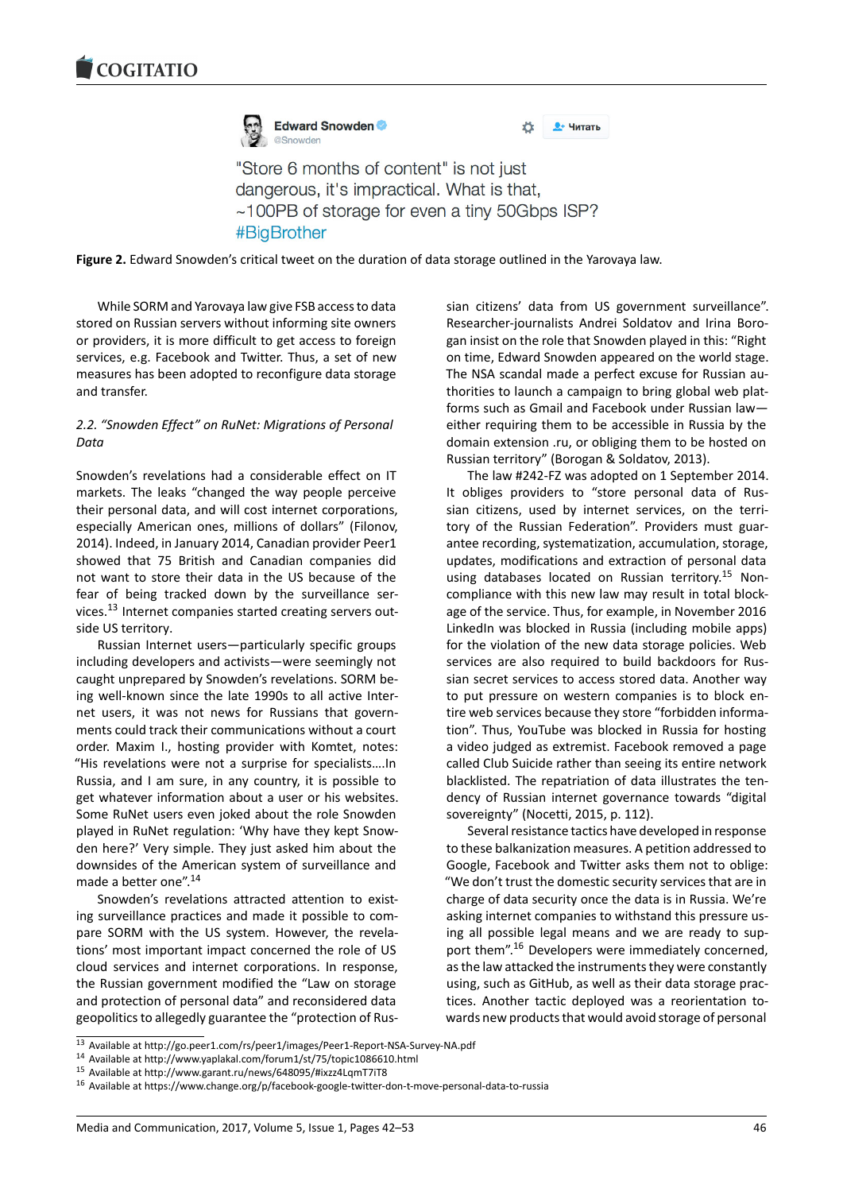"Store 6 months of content" is not just dangerous, it's impractical. What is that, ~100PB of storage for even a tiny 50Gbps ISP? #BigBrother

**Figure 2.** Edward Snowden's critical tweet on the duration of data storage outlined in the Yarovaya law.

While SORM and Yarovaya law give FSB access to data stored on Russian servers without informing site owners or providers, it is more difficult to get access to foreign services, e.g. Facebook and Twitter. Thus, a set of new measures has been adopted to reconfigure data storage and transfer.

*2.2. "Snowden Effect" on RuNet: Migrations of Personal Data*

Snowden's revelations had a considerable effect on IT markets. The leaks "changed the way people perceive their personal data, and will cost internet corporations, especially American ones, millions of dollars" (Filonov, 2014). Indeed, in January 2014, Canadian provider Peer1 showed that 75 British and Canadian companies did not want to store their data in the US because of the fear of being tracked down by the surveillance services.[13] Internet companies started creating servers outside US territory.

Russian Internet users—particularly specific groups including developers and activists—were seemingly not caught unprepared by Snowden's revelations. SORM being well-known since the late 1990s to all active Internet users, it was not news for Russians that governments could track their communications without a court order. Maxim I., hosting provider with Komtet, notes: "His revelations were not a surprise for specialists....In Russia, and I am sure, in any country, it is possible to get whatever information about a user or his websites. Some RuNet users even joked about the role Snowden played in RuNet regulation: 'Why have they kept Snowden here?' Very simple. They just asked him about the downsides of the American system of surveillance and made a better one".[14]

Snowden's revelations attracted attention to existing surveillance practices and made it possible to compare SORM with the US system. However, the revelations' most important impact concerned the role of US cloud services and internet corporations. In response, the Russian government modified the "Law on storage and protection of personal data" and reconsidered data geopolitics to allegedly guarantee the "protection of Russian citizens' data from US government surveillance". Researcher-journalists Andrei Soldatov and Irina Borogan insist on the role that Snowden played in this: "Right on time, Edward Snowden appeared on the world stage. The NSA scandal made a perfect excuse for Russian authorities to launch a campaign to bring global web platforms such as Gmail and Facebook under Russian law—either requiring them to be accessible in Russia by the domain extension .ru, or obliging them to be hosted on Russian territory" (Borogan & Soldatov, 2013).

The law #242-FZ was adopted on 1 September 2014. It obliges providers to "store personal data of Russian citizens, used by internet services, on the territory of the Russian Federation". Providers must guarantee recording, systematization, accumulation, storage, updates, modifications and extraction of personal data using databases located on Russian territory.[15] Non-compliance with this new law may result in total blockage of the service. Thus, for example, in November 2016 LinkedIn was blocked in Russia (including mobile apps) for the violation of the new data storage policies. Web services are also required to build backdoors for Russian secret services to access stored data. Another way to put pressure on western companies is to block entire web services because they store "forbidden information". Thus, YouTube was blocked in Russia for hosting a video judged as extremist. Facebook removed a page called Club Suicide rather than seeing its entire network blacklisted. The repatriation of data illustrates the tendency of Russian internet governance towards "digital sovereignty" (Nocetti, 2015, p. 112).

Several resistance tactics have developed in response to these balkanization measures. A petition addressed to Google, Facebook and Twitter asks them not to oblige: "We don't trust the domestic security services that are in charge of data security once the data is in Russia. We're asking internet companies to withstand this pressure using all possible legal means and we are ready to support them".[16] Developers were immediately concerned, as the law attacked the instruments they were constantly using, such as GitHub, as well as their data storage practices. Another tactic deployed was a reorientation towards new products that would avoid storage of personal

[13] Available at http://go.peer1.com/rs/peer1/images/Peer1-Report-NSA-Survey-NA.pdf
[14] Available at http://www.yaplakal.com/forum1/st/75/topic1086610.html
[15] Available at http://www.garant.ru/news/648095/#ixzz4LqmT7iT8
[16] Available at https://www.change.org/p/facebook-google-twitter-don-t-move-personal-data-to-russia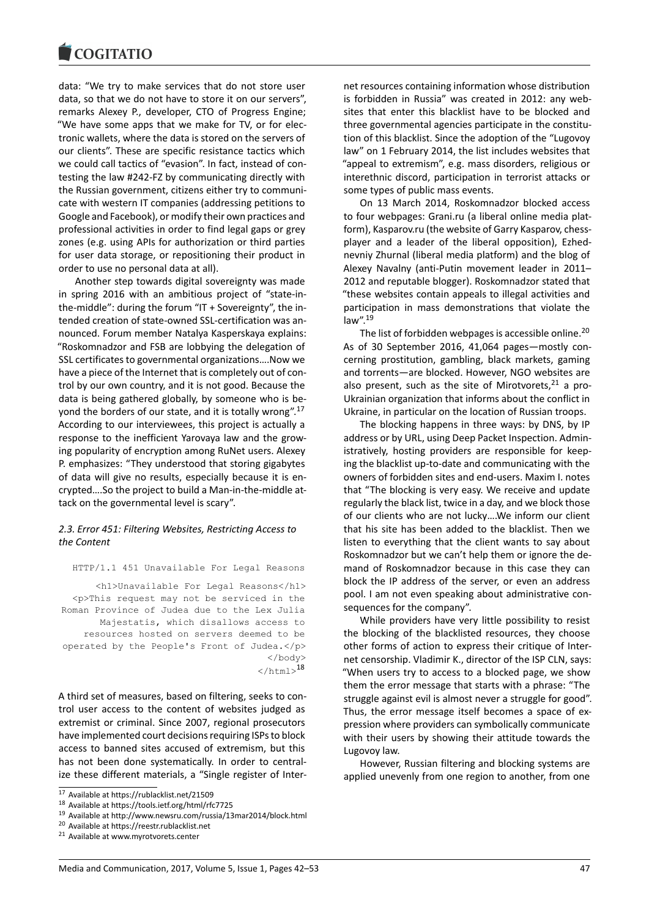data: "We try to make services that do not store user data, so that we do not have to store it on our servers", remarks Alexey P., developer, CTO of Progress Engine; "We have some apps that we make for TV, or for electronic wallets, where the data is stored on the servers of our clients". These are specific resistance tactics which we could call tactics of "evasion". In fact, instead of contesting the law #242-FZ by communicating directly with the Russian government, citizens either try to communicate with western IT companies (addressing petitions to Google and Facebook), or modify their own practices and professional activities in order to find legal gaps or grey zones (e.g. using APIs for authorization or third parties for user data storage, or repositioning their product in order to use no personal data at all).

Another step towards digital sovereignty was made in spring 2016 with an ambitious project of "state-in-the-middle": during the forum "IT + Sovereignty", the intended creation of state-owned SSL-certification was announced. Forum member Natalya Kasperskaya explains: "Roskomnadzor and FSB are lobbying the delegation of SSL certificates to governmental organizations….Now we have a piece of the Internet that is completely out of control by our own country, and it is not good. Because the data is being gathered globally, by someone who is beyond the borders of our state, and it is totally wrong".[17] According to our interviewees, this project is actually a response to the inefficient Yarovaya law and the growing popularity of encryption among RuNet users. Alexey P. emphasizes: "They understood that storing gigabytes of data will give no results, especially because it is encrypted….So the project to build a Man-in-the-middle attack on the governmental level is scary".

### *2.3. Error 451: Filtering Websites, Restricting Access to the Content*

```
HTTP/1.1 451 Unavailable For Legal Reasons

<h1>Unavailable For Legal Reasons</h1>
<p>This request may not be serviced in the
Roman Province of Judea due to the Lex Julia
Majestatis, which disallows access to
resources hosted on servers deemed to be
operated by the People's Front of Judea.</p>
</body>
</html>
```
[18]

A third set of measures, based on filtering, seeks to control user access to the content of websites judged as extremist or criminal. Since 2007, regional prosecutors have implemented court decisions requiring ISPs to block access to banned sites accused of extremism, but this has not been done systematically. In order to centralize these different materials, a "Single register of Internet resources containing information whose distribution is forbidden in Russia" was created in 2012: any websites that enter this blacklist have to be blocked and three governmental agencies participate in the constitution of this blacklist. Since the adoption of the "Lugovoy law" on 1 February 2014, the list includes websites that "appeal to extremism", e.g. mass disorders, religious or interethnic discord, participation in terrorist attacks or some types of public mass events.

On 13 March 2014, Roskomnadzor blocked access to four webpages: Grani.ru (a liberal online media platform), Kasparov.ru (the website of Garry Kasparov, chess-player and a leader of the liberal opposition), Ezhednevniy Zhurnal (liberal media platform) and the blog of Alexey Navalny (anti-Putin movement leader in 2011–2012 and reputable blogger). Roskomnadzor stated that "these websites contain appeals to illegal activities and participation in mass demonstrations that violate the law".[19]

The list of forbidden webpages is accessible online.[20] As of 30 September 2016, 41,064 pages—mostly concerning prostitution, gambling, black markets, gaming and torrents—are blocked. However, NGO websites are also present, such as the site of Mirotvorets,[21] a pro-Ukrainian organization that informs about the conflict in Ukraine, in particular on the location of Russian troops.

The blocking happens in three ways: by DNS, by IP address or by URL, using Deep Packet Inspection. Administratively, hosting providers are responsible for keeping the blacklist up-to-date and communicating with the owners of forbidden sites and end-users. Maxim I. notes that "The blocking is very easy. We receive and update regularly the black list, twice in a day, and we block those of our clients who are not lucky….We inform our client that his site has been added to the blacklist. Then we listen to everything that the client wants to say about Roskomnadzor but we can't help them or ignore the demand of Roskomnadzor because in this case they can block the IP address of the server, or even an address pool. I am not even speaking about administrative consequences for the company".

While providers have very little possibility to resist the blocking of the blacklisted resources, they choose other forms of action to express their critique of Internet censorship. Vladimir K., director of the ISP CLN, says: "When users try to access to a blocked page, we show them the error message that starts with a phrase: "The struggle against evil is almost never a struggle for good". Thus, the error message itself becomes a space of expression where providers can symbolically communicate with their users by showing their attitude towards the Lugovoy law.

However, Russian filtering and blocking systems are applied unevenly from one region to another, from one

---

[17] Available at https://rublacklist.net/21509

[18] Available at https://tools.ietf.org/html/rfc7725

[19] Available at http://www.newsru.com/russia/13mar2014/block.html

[20] Available at https://reestr.rublacklist.net

[21] Available at www.myrotvorets.center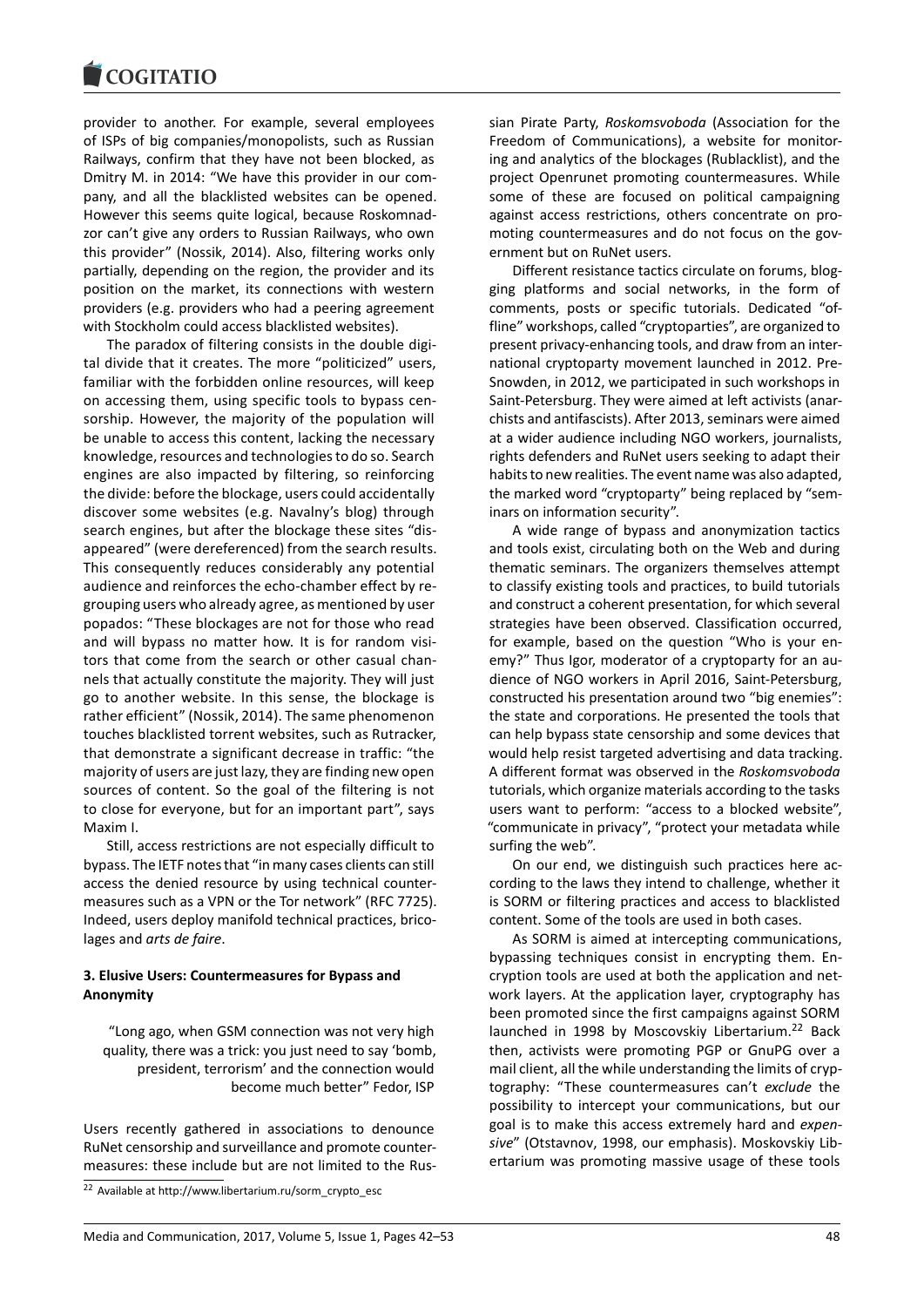provider to another. For example, several employees of ISPs of big companies/monopolists, such as Russian Railways, confirm that they have not been blocked, as Dmitry M. in 2014: "We have this provider in our company, and all the blacklisted websites can be opened. However this seems quite logical, because Roskomnadzor can't give any orders to Russian Railways, who own this provider" (Nossik, 2014). Also, filtering works only partially, depending on the region, the provider and its position on the market, its connections with western providers (e.g. providers who had a peering agreement with Stockholm could access blacklisted websites).

The paradox of filtering consists in the double digital divide that it creates. The more "politicized" users, familiar with the forbidden online resources, will keep on accessing them, using specific tools to bypass censorship. However, the majority of the population will be unable to access this content, lacking the necessary knowledge, resources and technologies to do so. Search engines are also impacted by filtering, so reinforcing the divide: before the blockage, users could accidentally discover some websites (e.g. Navalny's blog) through search engines, but after the blockage these sites "disappeared" (were dereferenced) from the search results. This consequently reduces considerably any potential audience and reinforces the echo-chamber effect by regrouping users who already agree, as mentioned by user popados: "These blockages are not for those who read and will bypass no matter how. It is for random visitors that come from the search or other casual channels that actually constitute the majority. They will just go to another website. In this sense, the blockage is rather efficient" (Nossik, 2014). The same phenomenon touches blacklisted torrent websites, such as Rutracker, that demonstrate a significant decrease in traffic: "the majority of users are just lazy, they are finding new open sources of content. So the goal of the filtering is not to close for everyone, but for an important part", says Maxim I.

Still, access restrictions are not especially difficult to bypass. The IETF notes that "in many cases clients can still access the denied resource by using technical countermeasures such as a VPN or the Tor network" (RFC 7725). Indeed, users deploy manifold technical practices, bricolages and *arts de faire*.

### 3. Elusive Users: Countermeasures for Bypass and Anonymity

> "Long ago, when GSM connection was not very high quality, there was a trick: you just need to say 'bomb, president, terrorism' and the connection would become much better" Fedor, ISP

Users recently gathered in associations to denounce RuNet censorship and surveillance and promote countermeasures: these include but are not limited to the Russian Pirate Party, *Roskomsvoboda* (Association for the Freedom of Communications), a website for monitoring and analytics of the blockages (Rublacklist), and the project Openrunet promoting countermeasures. While some of these are focused on political campaigning against access restrictions, others concentrate on promoting countermeasures and do not focus on the government but on RuNet users.

Different resistance tactics circulate on forums, blogging platforms and social networks, in the form of comments, posts or specific tutorials. Dedicated "offline" workshops, called "cryptoparties", are organized to present privacy-enhancing tools, and draw from an international cryptoparty movement launched in 2012. Pre-Snowden, in 2012, we participated in such workshops in Saint-Petersburg. They were aimed at left activists (anarchists and antifascists). After 2013, seminars were aimed at a wider audience including NGO workers, journalists, rights defenders and RuNet users seeking to adapt their habits to new realities. The event name was also adapted, the marked word "cryptoparty" being replaced by "seminars on information security".

A wide range of bypass and anonymization tactics and tools exist, circulating both on the Web and during thematic seminars. The organizers themselves attempt to classify existing tools and practices, to build tutorials and construct a coherent presentation, for which several strategies have been observed. Classification occurred, for example, based on the question "Who is your enemy?" Thus Igor, moderator of a cryptoparty for an audience of NGO workers in April 2016, Saint-Petersburg, constructed his presentation around two "big enemies": the state and corporations. He presented the tools that can help bypass state censorship and some devices that would help resist targeted advertising and data tracking. A different format was observed in the *Roskomsvoboda* tutorials, which organize materials according to the tasks users want to perform: "access to a blocked website", "communicate in privacy", "protect your metadata while surfing the web".

On our end, we distinguish such practices here according to the laws they intend to challenge, whether it is SORM or filtering practices and access to blacklisted content. Some of the tools are used in both cases.

As SORM is aimed at intercepting communications, bypassing techniques consist in encrypting them. Encryption tools are used at both the application and network layers. At the application layer, cryptography has been promoted since the first campaigns against SORM launched in 1998 by Moscovskiy Libertarium.[22] Back then, activists were promoting PGP or GnuPG over a mail client, all the while understanding the limits of cryptography: "These countermeasures can't *exclude* the possibility to intercept your communications, but our goal is to make this access extremely hard and *expensive*" (Otstavnov, 1998, our emphasis). Moskovskiy Libertarium was promoting massive usage of these tools

[22] Available at http://www.libertarium.ru/sorm_crypto_esc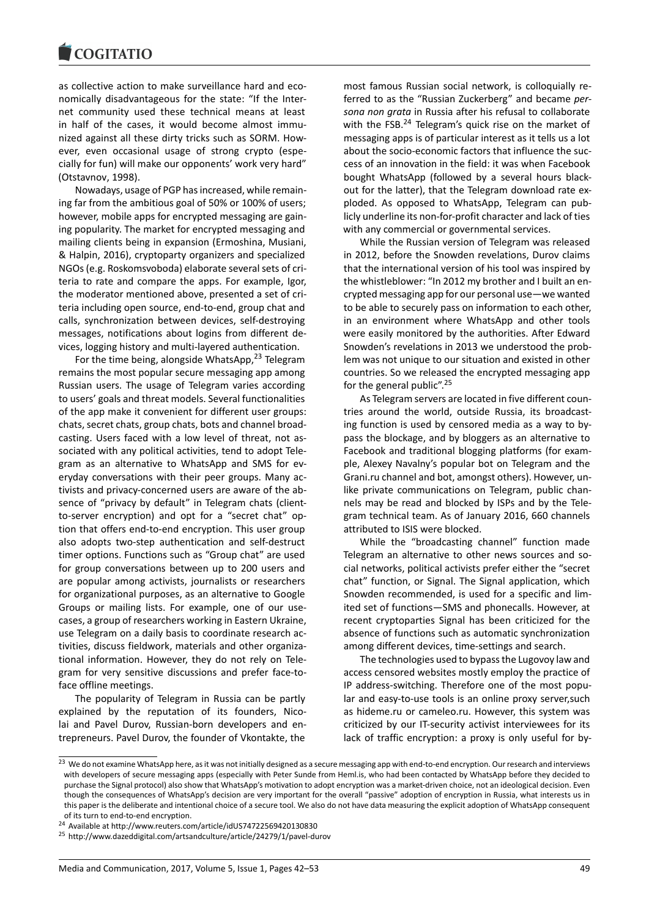as collective action to make surveillance hard and economically disadvantageous for the state: "If the Internet community used these technical means at least in half of the cases, it would become almost immunized against all these dirty tricks such as SORM. However, even occasional usage of strong crypto (especially for fun) will make our opponents' work very hard" (Otstavnov, 1998).

Nowadays, usage of PGP has increased, while remaining far from the ambitious goal of 50% or 100% of users; however, mobile apps for encrypted messaging are gaining popularity. The market for encrypted messaging and mailing clients being in expansion (Ermoshina, Musiani, & Halpin, 2016), cryptoparty organizers and specialized NGOs (e.g. Roskomsvoboda) elaborate several sets of criteria to rate and compare the apps. For example, Igor, the moderator mentioned above, presented a set of criteria including open source, end-to-end, group chat and calls, synchronization between devices, self-destroying messages, notifications about logins from different devices, logging history and multi-layered authentication.

For the time being, alongside WhatsApp,[23] Telegram remains the most popular secure messaging app among Russian users. The usage of Telegram varies according to users' goals and threat models. Several functionalities of the app make it convenient for different user groups: chats, secret chats, group chats, bots and channel broadcasting. Users faced with a low level of threat, not associated with any political activities, tend to adopt Telegram as an alternative to WhatsApp and SMS for everyday conversations with their peer groups. Many activists and privacy-concerned users are aware of the absence of "privacy by default" in Telegram chats (client-to-server encryption) and opt for a "secret chat" option that offers end-to-end encryption. This user group also adopts two-step authentication and self-destruct timer options. Functions such as "Group chat" are used for group conversations between up to 200 users and are popular among activists, journalists or researchers for organizational purposes, as an alternative to Google Groups or mailing lists. For example, one of our use-cases, a group of researchers working in Eastern Ukraine, use Telegram on a daily basis to coordinate research activities, discuss fieldwork, materials and other organizational information. However, they do not rely on Telegram for very sensitive discussions and prefer face-to-face offline meetings.

The popularity of Telegram in Russia can be partly explained by the reputation of its founders, Nicolai and Pavel Durov, Russian-born developers and entrepreneurs. Pavel Durov, the founder of Vkontakte, the most famous Russian social network, is colloquially referred to as the "Russian Zuckerberg" and became *persona non grata* in Russia after his refusal to collaborate with the FSB.[24] Telegram's quick rise on the market of messaging apps is of particular interest as it tells us a lot about the socio-economic factors that influence the success of an innovation in the field: it was when Facebook bought WhatsApp (followed by a several hours blackout for the latter), that the Telegram download rate exploded. As opposed to WhatsApp, Telegram can publicly underline its non-for-profit character and lack of ties with any commercial or governmental services.

While the Russian version of Telegram was released in 2012, before the Snowden revelations, Durov claims that the international version of his tool was inspired by the whistleblower: "In 2012 my brother and I built an encrypted messaging app for our personal use—we wanted to be able to securely pass on information to each other, in an environment where WhatsApp and other tools were easily monitored by the authorities. After Edward Snowden's revelations in 2013 we understood the problem was not unique to our situation and existed in other countries. So we released the encrypted messaging app for the general public".[25]

As Telegram servers are located in five different countries around the world, outside Russia, its broadcasting function is used by censored media as a way to bypass the blockage, and by bloggers as an alternative to Facebook and traditional blogging platforms (for example, Alexey Navalny's popular bot on Telegram and the Grani.ru channel and bot, amongst others). However, unlike private communications on Telegram, public channels may be read and blocked by ISPs and by the Telegram technical team. As of January 2016, 660 channels attributed to ISIS were blocked.

While the "broadcasting channel" function made Telegram an alternative to other news sources and social networks, political activists prefer either the "secret chat" function, or Signal. The Signal application, which Snowden recommended, is used for a specific and limited set of functions—SMS and phonecalls. However, at recent cryptoparties Signal has been criticized for the absence of functions such as automatic synchronization among different devices, time-settings and search.

The technologies used to bypass the Lugovoy law and access censored websites mostly employ the practice of IP address-switching. Therefore one of the most popular and easy-to-use tools is an online proxy server,such as hideme.ru or cameleo.ru. However, this system was criticized by our IT-security activist interviewees for its lack of traffic encryption: a proxy is only useful for by-

---

[23] We do not examine WhatsApp here, as it was not initially designed as a secure messaging app with end-to-end encryption. Our research and interviews with developers of secure messaging apps (especially with Peter Sunde from Heml.is, who had been contacted by WhatsApp before they decided to purchase the Signal protocol) also show that WhatsApp's motivation to adopt encryption was a market-driven choice, not an ideological decision. Even though the consequences of WhatsApp's decision are very important for the overall "passive" adoption of encryption in Russia, what interests us in this paper is the deliberate and intentional choice of a secure tool. We also do not have data measuring the explicit adoption of WhatsApp consequent of its turn to end-to-end encryption.

[24] Available at http://www.reuters.com/article/idUS74722569420130830

[25] http://www.dazeddigital.com/artsandculture/article/24279/1/pavel-durov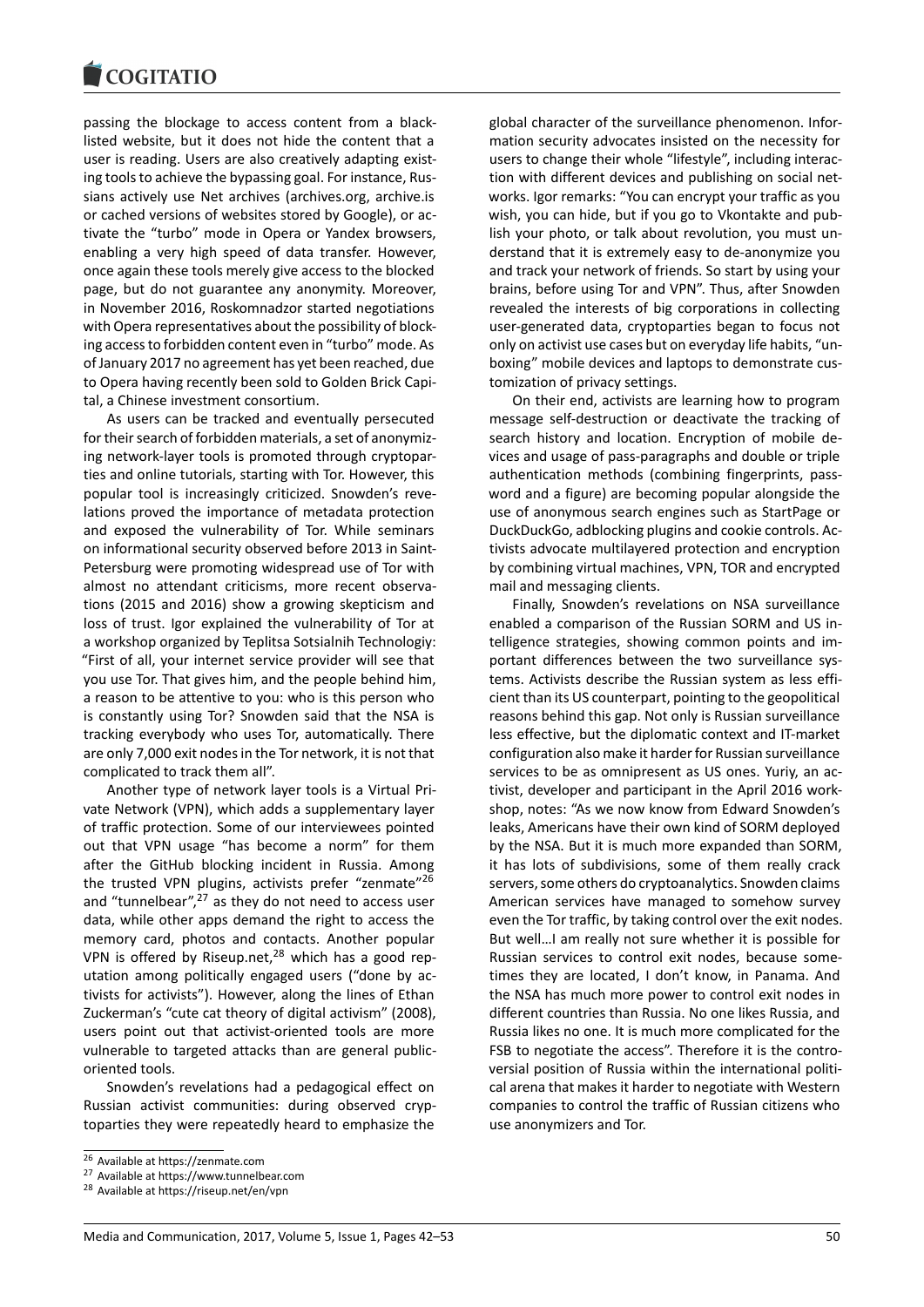passing the blockage to access content from a blacklisted website, but it does not hide the content that a user is reading. Users are also creatively adapting existing tools to achieve the bypassing goal. For instance, Russians actively use Net archives (archives.org, archive.is or cached versions of websites stored by Google), or activate the "turbo" mode in Opera or Yandex browsers, enabling a very high speed of data transfer. However, once again these tools merely give access to the blocked page, but do not guarantee any anonymity. Moreover, in November 2016, Roskomnadzor started negotiations with Opera representatives about the possibility of blocking access to forbidden content even in "turbo" mode. As of January 2017 no agreement has yet been reached, due to Opera having recently been sold to Golden Brick Capital, a Chinese investment consortium.

As users can be tracked and eventually persecuted for their search of forbidden materials, a set of anonymizing network-layer tools is promoted through cryptoparties and online tutorials, starting with Tor. However, this popular tool is increasingly criticized. Snowden's revelations proved the importance of metadata protection and exposed the vulnerability of Tor. While seminars on informational security observed before 2013 in Saint-Petersburg were promoting widespread use of Tor with almost no attendant criticisms, more recent observations (2015 and 2016) show a growing skepticism and loss of trust. Igor explained the vulnerability of Tor at a workshop organized by Teplitsa Sotsialnih Technologiy: "First of all, your internet service provider will see that you use Tor. That gives him, and the people behind him, a reason to be attentive to you: who is this person who is constantly using Tor? Snowden said that the NSA is tracking everybody who uses Tor, automatically. There are only 7,000 exit nodes in the Tor network, it is not that complicated to track them all".

Another type of network layer tools is a Virtual Private Network (VPN), which adds a supplementary layer of traffic protection. Some of our interviewees pointed out that VPN usage "has become a norm" for them after the GitHub blocking incident in Russia. Among the trusted VPN plugins, activists prefer "zenmate"[26] and "tunnelbear",[27] as they do not need to access user data, while other apps demand the right to access the memory card, photos and contacts. Another popular VPN is offered by Riseup.net,[28] which has a good reputation among politically engaged users ("done by activists for activists"). However, along the lines of Ethan Zuckerman's "cute cat theory of digital activism" (2008), users point out that activist-oriented tools are more vulnerable to targeted attacks than are general public-oriented tools.

Snowden's revelations had a pedagogical effect on Russian activist communities: during observed cryptoparties they were repeatedly heard to emphasize the global character of the surveillance phenomenon. Information security advocates insisted on the necessity for users to change their whole "lifestyle", including interaction with different devices and publishing on social networks. Igor remarks: "You can encrypt your traffic as you wish, you can hide, but if you go to Vkontakte and publish your photo, or talk about revolution, you must understand that it is extremely easy to de-anonymize you and track your network of friends. So start by using your brains, before using Tor and VPN". Thus, after Snowden revealed the interests of big corporations in collecting user-generated data, cryptoparties began to focus not only on activist use cases but on everyday life habits, "unboxing" mobile devices and laptops to demonstrate customization of privacy settings.

On their end, activists are learning how to program message self-destruction or deactivate the tracking of search history and location. Encryption of mobile devices and usage of pass-paragraphs and double or triple authentication methods (combining fingerprints, password and a figure) are becoming popular alongside the use of anonymous search engines such as StartPage or DuckDuckGo, adblocking plugins and cookie controls. Activists advocate multilayered protection and encryption by combining virtual machines, VPN, TOR and encrypted mail and messaging clients.

Finally, Snowden's revelations on NSA surveillance enabled a comparison of the Russian SORM and US intelligence strategies, showing common points and important differences between the two surveillance systems. Activists describe the Russian system as less efficient than its US counterpart, pointing to the geopolitical reasons behind this gap. Not only is Russian surveillance less effective, but the diplomatic context and IT-market configuration also make it harder for Russian surveillance services to be as omnipresent as US ones. Yuriy, an activist, developer and participant in the April 2016 workshop, notes: "As we now know from Edward Snowden's leaks, Americans have their own kind of SORM deployed by the NSA. But it is much more expanded than SORM, it has lots of subdivisions, some of them really crack servers, some others do cryptoanalytics. Snowden claims American services have managed to somehow survey even the Tor traffic, by taking control over the exit nodes. But well…I am really not sure whether it is possible for Russian services to control exit nodes, because sometimes they are located, I don't know, in Panama. And the NSA has much more power to control exit nodes in different countries than Russia. No one likes Russia, and Russia likes no one. It is much more complicated for the FSB to negotiate the access". Therefore it is the controversial position of Russia within the international political arena that makes it harder to negotiate with Western companies to control the traffic of Russian citizens who use anonymizers and Tor.

[26] Available at https://zenmate.com

[27] Available at https://www.tunnelbear.com

[28] Available at https://riseup.net/en/vpn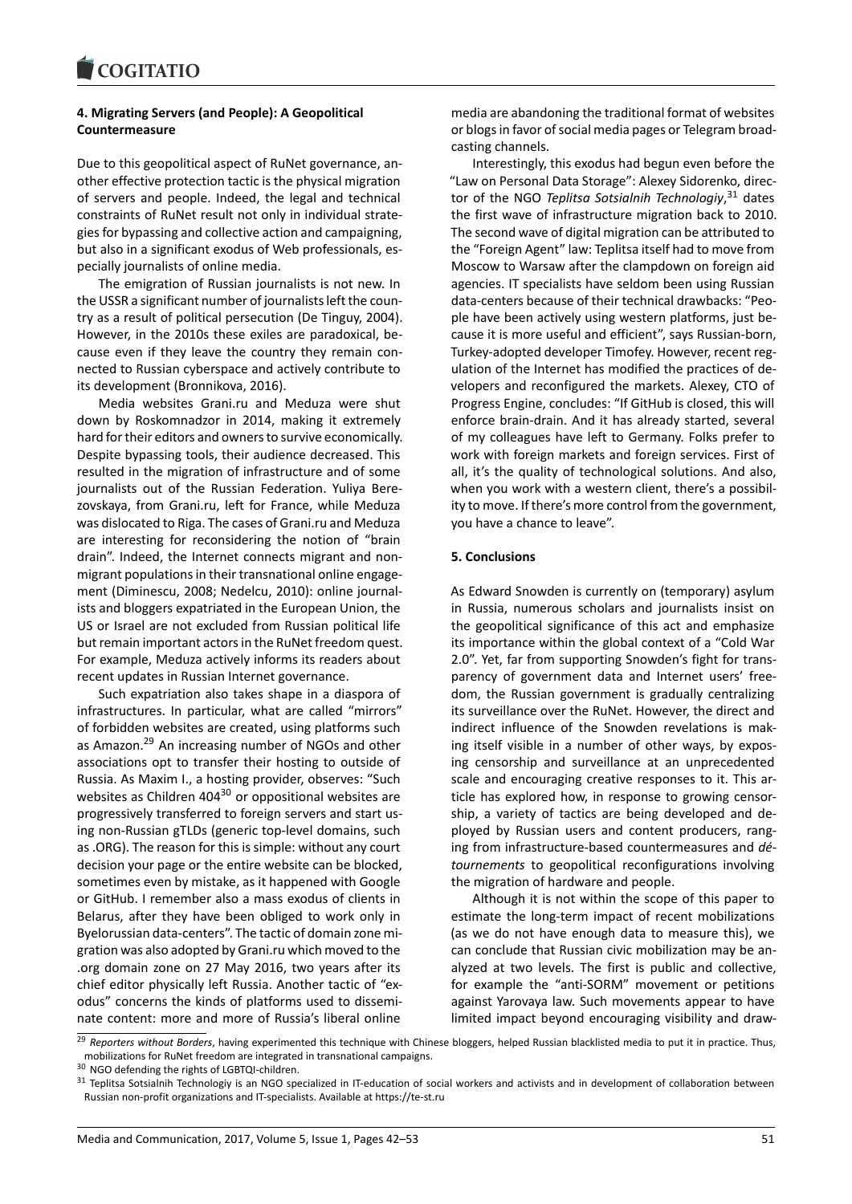### 4. Migrating Servers (and People): A Geopolitical Countermeasure

Due to this geopolitical aspect of RuNet governance, another effective protection tactic is the physical migration of servers and people. Indeed, the legal and technical constraints of RuNet result not only in individual strategies for bypassing and collective action and campaigning, but also in a significant exodus of Web professionals, especially journalists of online media.

The emigration of Russian journalists is not new. In the USSR a significant number of journalists left the country as a result of political persecution (De Tinguy, 2004). However, in the 2010s these exiles are paradoxical, because even if they leave the country they remain connected to Russian cyberspace and actively contribute to its development (Bronnikova, 2016).

Media websites Grani.ru and Meduza were shut down by Roskomnadzor in 2014, making it extremely hard for their editors and owners to survive economically. Despite bypassing tools, their audience decreased. This resulted in the migration of infrastructure and of some journalists out of the Russian Federation. Yuliya Berezovskaya, from Grani.ru, left for France, while Meduza was dislocated to Riga. The cases of Grani.ru and Meduza are interesting for reconsidering the notion of "brain drain". Indeed, the Internet connects migrant and non-migrant populations in their transnational online engagement (Diminescu, 2008; Nedelcu, 2010): online journalists and bloggers expatriated in the European Union, the US or Israel are not excluded from Russian political life but remain important actors in the RuNet freedom quest. For example, Meduza actively informs its readers about recent updates in Russian Internet governance.

Such expatriation also takes shape in a diaspora of infrastructures. In particular, what are called "mirrors" of forbidden websites are created, using platforms such as Amazon.[29] An increasing number of NGOs and other associations opt to transfer their hosting to outside of Russia. As Maxim I., a hosting provider, observes: "Such websites as Children 404[30] or oppositional websites are progressively transferred to foreign servers and start using non-Russian gTLDs (generic top-level domains, such as .ORG). The reason for this is simple: without any court decision your page or the entire website can be blocked, sometimes even by mistake, as it happened with Google or GitHub. I remember also a mass exodus of clients in Belarus, after they have been obliged to work only in Byelorussian data-centers". The tactic of domain zone migration was also adopted by Grani.ru which moved to the .org domain zone on 27 May 2016, two years after its chief editor physically left Russia. Another tactic of "exodus" concerns the kinds of platforms used to disseminate content: more and more of Russia's liberal online media are abandoning the traditional format of websites or blogs in favor of social media pages or Telegram broadcasting channels.

Interestingly, this exodus had begun even before the "Law on Personal Data Storage": Alexey Sidorenko, director of the NGO *Teplitsa Sotsialnih Technologiy*,[31] dates the first wave of infrastructure migration back to 2010. The second wave of digital migration can be attributed to the "Foreign Agent" law: Teplitsa itself had to move from Moscow to Warsaw after the clampdown on foreign aid agencies. IT specialists have seldom been using Russian data-centers because of their technical drawbacks: "People have been actively using western platforms, just because it is more useful and efficient", says Russian-born, Turkey-adopted developer Timofey. However, recent regulation of the Internet has modified the practices of developers and reconfigured the markets. Alexey, CTO of Progress Engine, concludes: "If GitHub is closed, this will enforce brain-drain. And it has already started, several of my colleagues have left to Germany. Folks prefer to work with foreign markets and foreign services. First of all, it's the quality of technological solutions. And also, when you work with a western client, there's a possibility to move. If there's more control from the government, you have a chance to leave".

### 5. Conclusions

As Edward Snowden is currently on (temporary) asylum in Russia, numerous scholars and journalists insist on the geopolitical significance of this act and emphasize its importance within the global context of a "Cold War 2.0". Yet, far from supporting Snowden's fight for transparency of government data and Internet users' freedom, the Russian government is gradually centralizing its surveillance over the RuNet. However, the direct and indirect influence of the Snowden revelations is making itself visible in a number of other ways, by exposing censorship and surveillance at an unprecedented scale and encouraging creative responses to it. This article has explored how, in response to growing censorship, a variety of tactics are being developed and deployed by Russian users and content producers, ranging from infrastructure-based countermeasures and *détournements* to geopolitical reconfigurations involving the migration of hardware and people.

Although it is not within the scope of this paper to estimate the long-term impact of recent mobilizations (as we do not have enough data to measure this), we can conclude that Russian civic mobilization may be analyzed at two levels. The first is public and collective, for example the "anti-SORM" movement or petitions against Yarovaya law. Such movements appear to have limited impact beyond encouraging visibility and draw-

[29] *Reporters without Borders*, having experimented this technique with Chinese bloggers, helped Russian blacklisted media to put it in practice. Thus, mobilizations for RuNet freedom are integrated in transnational campaigns.

[30] NGO defending the rights of LGBTQI-children.

[31] Teplitsa Sotsialnih Technologiy is an NGO specialized in IT-education of social workers and activists and in development of collaboration between Russian non-profit organizations and IT-specialists. Available at https://te-st.ru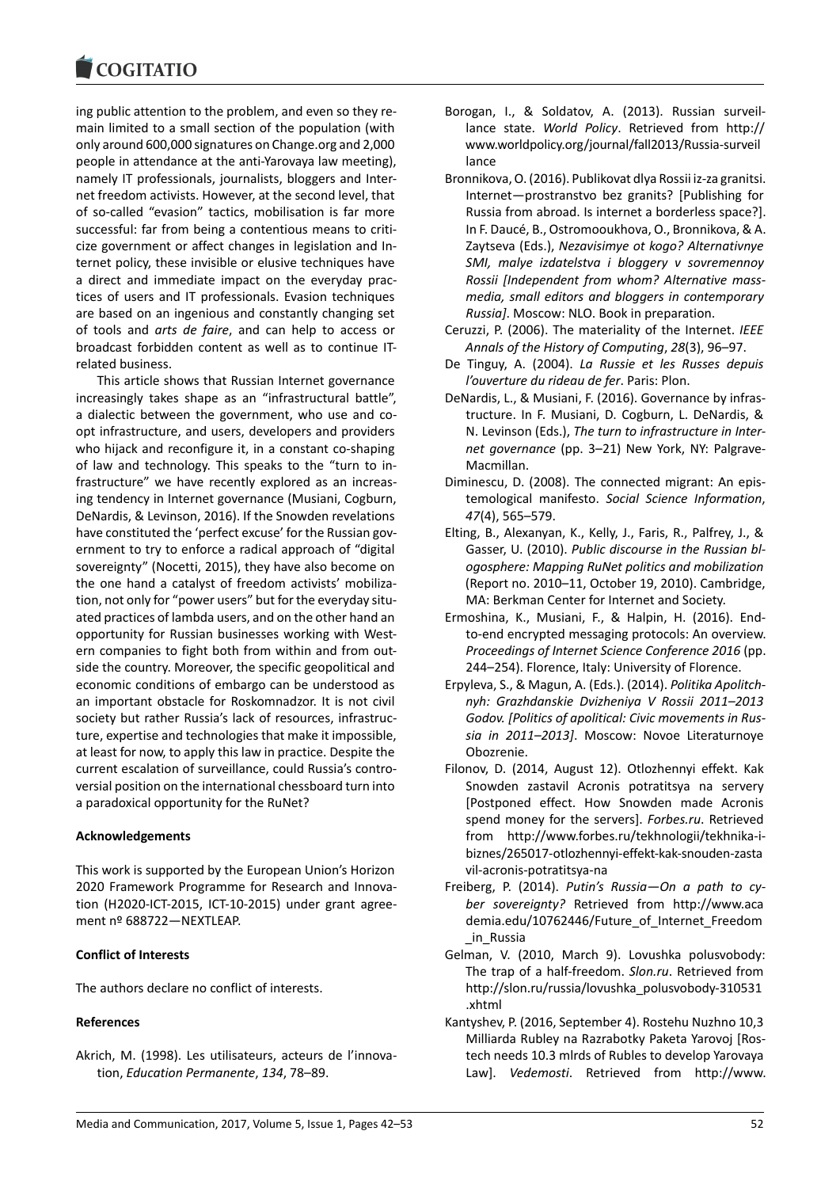ing public attention to the problem, and even so they remain limited to a small section of the population (with only around 600,000 signatures on Change.org and 2,000 people in attendance at the anti-Yarovaya law meeting), namely IT professionals, journalists, bloggers and Internet freedom activists. However, at the second level, that of so-called "evasion" tactics, mobilisation is far more successful: far from being a contentious means to criticize government or affect changes in legislation and Internet policy, these invisible or elusive techniques have a direct and immediate impact on the everyday practices of users and IT professionals. Evasion techniques are based on an ingenious and constantly changing set of tools and *arts de faire*, and can help to access or broadcast forbidden content as well as to continue IT-related business.

This article shows that Russian Internet governance increasingly takes shape as an "infrastructural battle", a dialectic between the government, who use and co-opt infrastructure, and users, developers and providers who hijack and reconfigure it, in a constant co-shaping of law and technology. This speaks to the "turn to infrastructure" we have recently explored as an increasing tendency in Internet governance (Musiani, Cogburn, DeNardis, & Levinson, 2016). If the Snowden revelations have constituted the 'perfect excuse' for the Russian government to try to enforce a radical approach of "digital sovereignty" (Nocetti, 2015), they have also become on the one hand a catalyst of freedom activists' mobilization, not only for "power users" but for the everyday situated practices of lambda users, and on the other hand an opportunity for Russian businesses working with Western companies to fight both from within and from outside the country. Moreover, the specific geopolitical and economic conditions of embargo can be understood as an important obstacle for Roskomnadzor. It is not civil society but rather Russia's lack of resources, infrastructure, expertise and technologies that make it impossible, at least for now, to apply this law in practice. Despite the current escalation of surveillance, could Russia's controversial position on the international chessboard turn into a paradoxical opportunity for the RuNet?

**Acknowledgements**

This work is supported by the European Union's Horizon 2020 Framework Programme for Research and Innovation (H2020-ICT-2015, ICT-10-2015) under grant agreement nº 688722—NEXTLEAP.

**Conflict of Interests**

The authors declare no conflict of interests.

**References**

Akrich, M. (1998). Les utilisateurs, acteurs de l'innovation, *Education Permanente*, *134*, 78–89.

Borogan, I., & Soldatov, A. (2013). Russian surveillance state. *World Policy*. Retrieved from http://www.worldpolicy.org/journal/fall2013/Russia-surveillance

Bronnikova, O. (2016). Publikovat dlya Rossii iz-za granitsi. Internet—prostranstvo bez granits? [Publishing for Russia from abroad. Is internet a borderless space?]. In F. Daucé, B., Ostromooukhova, O., Bronnikova, & A. Zaytseva (Eds.), *Nezavisimye ot kogo? Alternativnye SMI, malye izdatelstva i bloggery v sovremennoy Rossii [Independent from whom? Alternative mass-media, small editors and bloggers in contemporary Russia]*. Moscow: NLO. Book in preparation.

Ceruzzi, P. (2006). The materiality of the Internet. *IEEE Annals of the History of Computing*, *28*(3), 96–97.

De Tinguy, A. (2004). *La Russie et les Russes depuis l'ouverture du rideau de fer*. Paris: Plon.

DeNardis, L., & Musiani, F. (2016). Governance by infrastructure. In F. Musiani, D. Cogburn, L. DeNardis, & N. Levinson (Eds.), *The turn to infrastructure in Internet governance* (pp. 3–21) New York, NY: Palgrave-Macmillan.

Diminescu, D. (2008). The connected migrant: An epistemological manifesto. *Social Science Information*, *47*(4), 565–579.

Elting, B., Alexanyan, K., Kelly, J., Faris, R., Palfrey, J., & Gasser, U. (2010). *Public discourse in the Russian blogosphere: Mapping RuNet politics and mobilization* (Report no. 2010–11, October 19, 2010). Cambridge, MA: Berkman Center for Internet and Society.

Ermoshina, K., Musiani, F., & Halpin, H. (2016). End-to-end encrypted messaging protocols: An overview. *Proceedings of Internet Science Conference 2016* (pp. 244–254). Florence, Italy: University of Florence.

Erpyleva, S., & Magun, A. (Eds.). (2014). *Politika Apolitchnyh: Grazhdanskie Dvizheniya V Rossii 2011–2013 Godov. [Politics of apolitical: Civic movements in Russia in 2011–2013]*. Moscow: Novoe Literaturnoye Obozrenie.

Filonov, D. (2014, August 12). Otlozhennyi effekt. Kak Snowden zastavil Acronis potratitsya na servery [Postponed effect. How Snowden made Acronis spend money for the servers]. *Forbes.ru*. Retrieved from http://www.forbes.ru/tekhnologii/tekhnika-i-biznes/265017-otlozhennyi-effekt-kak-snouden-zastavil-acronis-potratitsya-na

Freiberg, P. (2014). *Putin's Russia—On a path to cyber sovereignty?* Retrieved from http://www.academia.edu/10762446/Future_of_Internet_Freedom_in_Russia

Gelman, V. (2010, March 9). Lovushka polusvobody: The trap of a half-freedom. *Slon.ru*. Retrieved from http://slon.ru/russia/lovushka_polusvobody-310531.xhtml

Kantyshev, P. (2016, September 4). Rostehu Nuzhno 10,3 Milliarda Rubley na Razrabotky Paketa Yarovoj [Rostech needs 10.3 mlrds of Rubles to develop Yarovaya Law]. *Vedemosti*. Retrieved from http://www.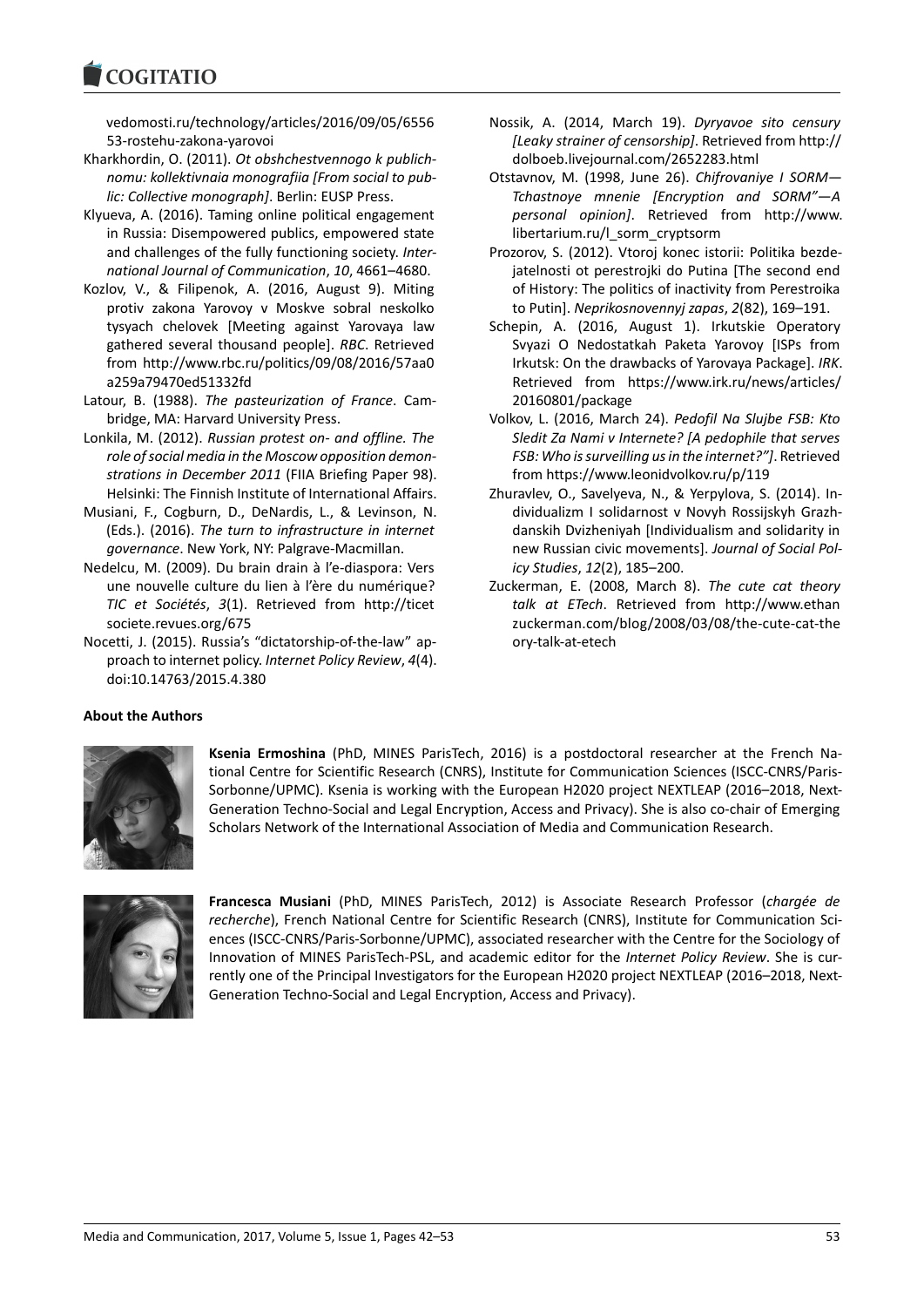vedomosti.ru/technology/articles/2016/09/05/655653-rostehu-zakona-yarovoi

Kharkhordin, O. (2011). *Ot obshchestvennogo k publichnomu: kollektivnaia monografiia [From social to public: Collective monograph]*. Berlin: EUSP Press.

Klyueva, A. (2016). Taming online political engagement in Russia: Disempowered publics, empowered state and challenges of the fully functioning society. *International Journal of Communication*, *10*, 4661–4680.

Kozlov, V., & Filipenok, A. (2016, August 9). Miting protiv zakona Yarovoy v Moskve sobral neskolko tysyach chelovek [Meeting against Yarovaya law gathered several thousand people]. *RBC*. Retrieved from http://www.rbc.ru/politics/09/08/2016/57aa0a259a79470ed51332fd

Latour, B. (1988). *The pasteurization of France*. Cambridge, MA: Harvard University Press.

Lonkila, M. (2012). *Russian protest on- and offline. The role of social media in the Moscow opposition demonstrations in December 2011* (FIIA Briefing Paper 98). Helsinki: The Finnish Institute of International Affairs.

Musiani, F., Cogburn, D., DeNardis, L., & Levinson, N. (Eds.). (2016). *The turn to infrastructure in internet governance*. New York, NY: Palgrave-Macmillan.

Nedelcu, M. (2009). Du brain drain à l'e-diaspora: Vers une nouvelle culture du lien à l'ère du numérique? *TIC et Sociétés*, *3*(1). Retrieved from http://ticetsociete.revues.org/675

Nocetti, J. (2015). Russia's "dictatorship-of-the-law" approach to internet policy. *Internet Policy Review*, *4*(4). doi:10.14763/2015.4.380

Nossik, A. (2014, March 19). *Dyryavoe sito censury [Leaky strainer of censorship]*. Retrieved from http://dolboeb.livejournal.com/2652283.html

Otstavnov, M. (1998, June 26). *Chifrovaniye I SORM—Tchastnoye mnenie [Encryption and SORM"—A personal opinion]*. Retrieved from http://www.libertarium.ru/l_sorm_cryptsorm

Prozorov, S. (2012). Vtoroj konec istorii: Politika bezdejatelnosti ot perestrojki do Putina [The second end of History: The politics of inactivity from Perestroika to Putin]. *Neprikosnovennyj zapas*, *2*(82), 169–191.

Schepin, A. (2016, August 1). Irkutskie Operatory Svyazi O Nedostatkah Paketa Yarovoy [ISPs from Irkutsk: On the drawbacks of Yarovaya Package]. *IRK*. Retrieved from https://www.irk.ru/news/articles/20160801/package

Volkov, L. (2016, March 24). *Pedofil Na Slujbe FSB: Kto Sledit Za Nami v Internete? [A pedophile that serves FSB: Who is surveilling us in the internet?"]*. Retrieved from https://www.leonidvolkov.ru/p/119

Zhuravlev, O., Savelyeva, N., & Yerpylova, S. (2014). Individualizm I solidarnost v Novyh Rossijskyh Grazhdanskih Dvizheniyah [Individualism and solidarity in new Russian civic movements]. *Journal of Social Policy Studies*, *12*(2), 185–200.

Zuckerman, E. (2008, March 8). *The cute cat theory talk at ETech*. Retrieved from http://www.ethanzuckerman.com/blog/2008/03/08/the-cute-cat-theory-talk-at-etech

**About the Authors**

**Ksenia Ermoshina** (PhD, MINES ParisTech, 2016) is a postdoctoral researcher at the French National Centre for Scientific Research (CNRS), Institute for Communication Sciences (ISCC-CNRS/Paris-Sorbonne/UPMC). Ksenia is working with the European H2020 project NEXTLEAP (2016–2018, Next-Generation Techno-Social and Legal Encryption, Access and Privacy). She is also co-chair of Emerging Scholars Network of the International Association of Media and Communication Research.

**Francesca Musiani** (PhD, MINES ParisTech, 2012) is Associate Research Professor (*chargée de recherche*), French National Centre for Scientific Research (CNRS), Institute for Communication Sciences (ISCC-CNRS/Paris-Sorbonne/UPMC), associated researcher with the Centre for the Sociology of Innovation of MINES ParisTech-PSL, and academic editor for the *Internet Policy Review*. She is currently one of the Principal Investigators for the European H2020 project NEXTLEAP (2016–2018, Next-Generation Techno-Social and Legal Encryption, Access and Privacy).